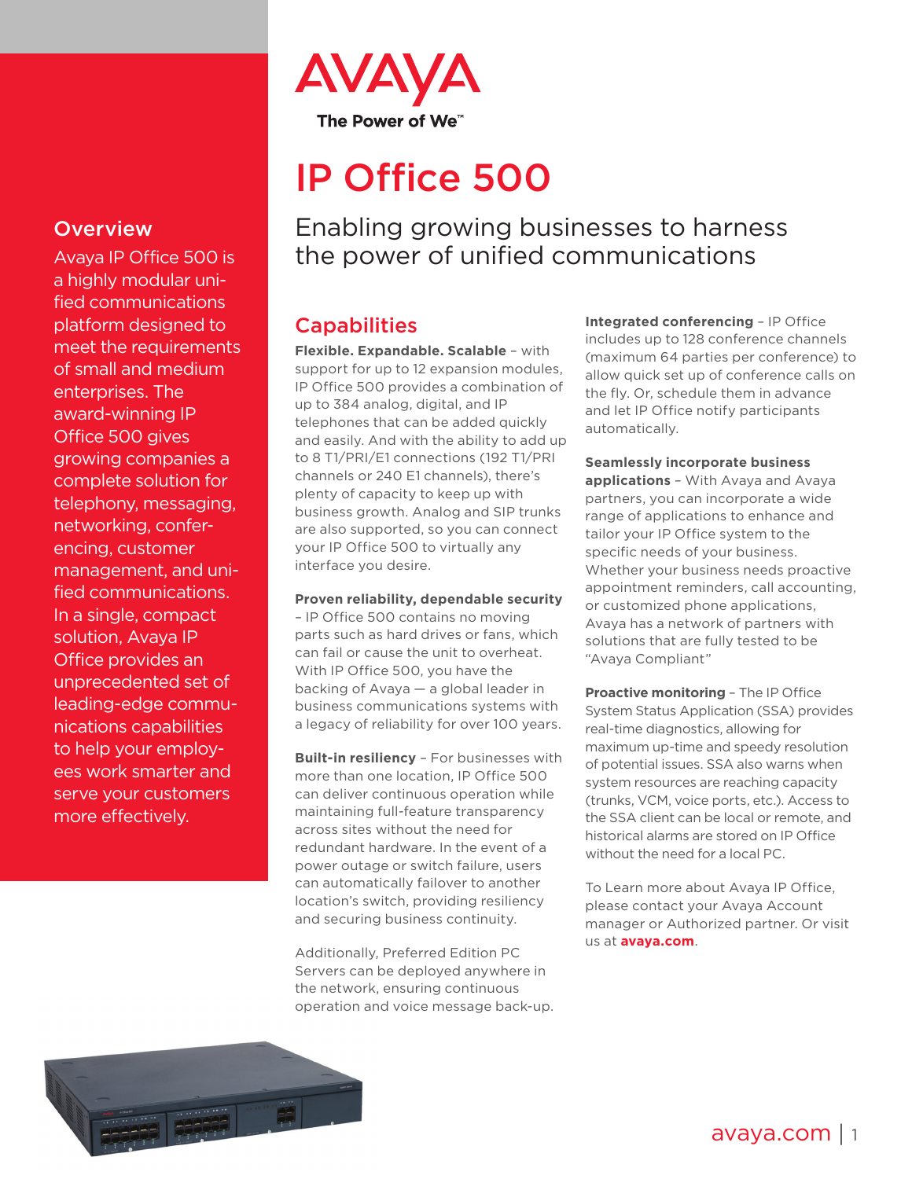AVAYA
The Power of We™

# IP Office 500

## Enabling growing businesses to harness the power of unified communications

## Overview

Avaya IP Office 500 is a highly modular unified communications platform designed to meet the requirements of small and medium enterprises. The award-winning IP Office 500 gives growing companies a complete solution for telephony, messaging, networking, conferencing, customer management, and unified communications. In a single, compact solution, Avaya IP Office provides an unprecedented set of leading-edge communications capabilities to help your employees work smarter and serve your customers more effectively.

## Capabilities

**Flexible. Expandable. Scalable** – with support for up to 12 expansion modules, IP Office 500 provides a combination of up to 384 analog, digital, and IP telephones that can be added quickly and easily. And with the ability to add up to 8 T1/PRI/E1 connections (192 T1/PRI channels or 240 E1 channels), there's plenty of capacity to keep up with business growth. Analog and SIP trunks are also supported, so you can connect your IP Office 500 to virtually any interface you desire.

**Proven reliability, dependable security** – IP Office 500 contains no moving parts such as hard drives or fans, which can fail or cause the unit to overheat. With IP Office 500, you have the backing of Avaya — a global leader in business communications systems with a legacy of reliability for over 100 years.

**Built-in resiliency** – For businesses with more than one location, IP Office 500 can deliver continuous operation while maintaining full-feature transparency across sites without the need for redundant hardware. In the event of a power outage or switch failure, users can automatically failover to another location's switch, providing resiliency and securing business continuity.

Additionally, Preferred Edition PC Servers can be deployed anywhere in the network, ensuring continuous operation and voice message back-up.

**Integrated conferencing** – IP Office includes up to 128 conference channels (maximum 64 parties per conference) to allow quick set up of conference calls on the fly. Or, schedule them in advance and let IP Office notify participants automatically.

**Seamlessly incorporate business applications** – With Avaya and Avaya partners, you can incorporate a wide range of applications to enhance and tailor your IP Office system to the specific needs of your business. Whether your business needs proactive appointment reminders, call accounting, or customized phone applications, Avaya has a network of partners with solutions that are fully tested to be "Avaya Compliant"

**Proactive monitoring** – The IP Office System Status Application (SSA) provides real-time diagnostics, allowing for maximum up-time and speedy resolution of potential issues. SSA also warns when system resources are reaching capacity (trunks, VCM, voice ports, etc.). Access to the SSA client can be local or remote, and historical alarms are stored on IP Office without the need for a local PC.

To Learn more about Avaya IP Office, please contact your Avaya Account manager or Authorized partner. Or visit us at **avaya.com**.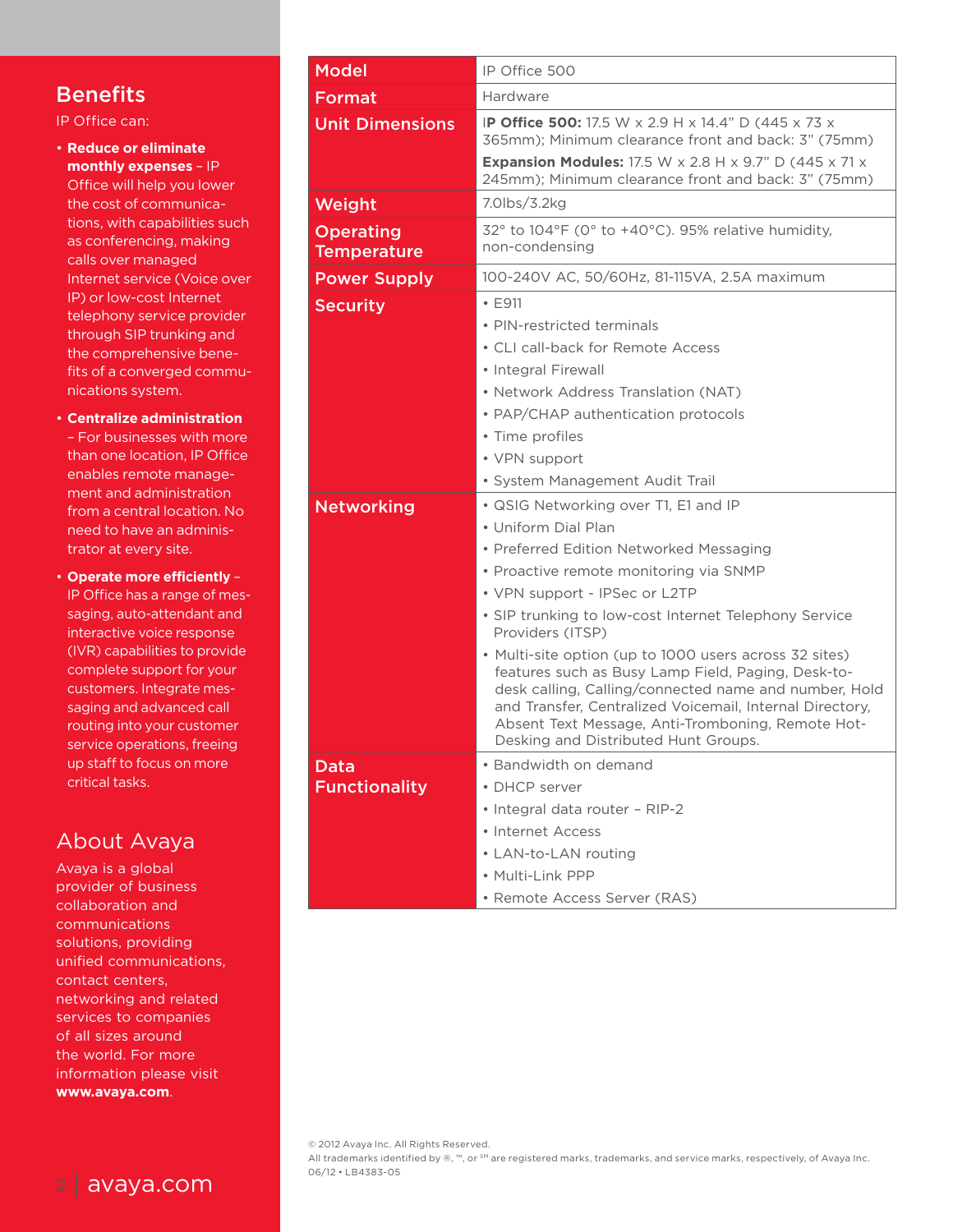## Benefits

IP Office can:

- **Reduce or eliminate monthly expenses** – IP Office will help you lower the cost of communications, with capabilities such as conferencing, making calls over managed Internet service (Voice over IP) or low-cost Internet telephony service provider through SIP trunking and the comprehensive benefits of a converged communications system.
- **Centralize administration** – For businesses with more than one location, IP Office enables remote management and administration from a central location. No need to have an administrator at every site.
- **Operate more efficiently** – IP Office has a range of messaging, auto-attendant and interactive voice response (IVR) capabilities to provide complete support for your customers. Integrate messaging and advanced call routing into your customer service operations, freeing up staff to focus on more critical tasks.

## About Avaya

Avaya is a global provider of business collaboration and communications solutions, providing unified communications, contact centers, networking and related services to companies of all sizes around the world. For more information please visit **www.avaya.com**.

| | |
|---|---|
| **Model** | IP Office 500 |
| **Format** | Hardware |
| **Unit Dimensions** | **IP Office 500:** 17.5 W x 2.9 H x 14.4" D (445 x 73 x 365mm); Minimum clearance front and back: 3" (75mm)<br>**Expansion Modules:** 17.5 W x 2.8 H x 9.7" D (445 x 71 x 245mm); Minimum clearance front and back: 3" (75mm) |
| **Weight** | 7.0lbs/3.2kg |
| **Operating Temperature** | 32° to 104°F (0° to +40°C). 95% relative humidity, non-condensing |
| **Power Supply** | 100-240V AC, 50/60Hz, 81-115VA, 2.5A maximum |
| **Security** | • E911<br>• PIN-restricted terminals<br>• CLI call-back for Remote Access<br>• Integral Firewall<br>• Network Address Translation (NAT)<br>• PAP/CHAP authentication protocols<br>• Time profiles<br>• VPN support<br>• System Management Audit Trail |
| **Networking** | • QSIG Networking over T1, E1 and IP<br>• Uniform Dial Plan<br>• Preferred Edition Networked Messaging<br>• Proactive remote monitoring via SNMP<br>• VPN support - IPSec or L2TP<br>• SIP trunking to low-cost Internet Telephony Service Providers (ITSP)<br>• Multi-site option (up to 1000 users across 32 sites) features such as Busy Lamp Field, Paging, Desk-to-desk calling, Calling/connected name and number, Hold and Transfer, Centralized Voicemail, Internal Directory, Absent Text Message, Anti-Tromboning, Remote Hot-Desking and Distributed Hunt Groups. |
| **Data Functionality** | • Bandwidth on demand<br>• DHCP server<br>• Integral data router – RIP-2<br>• Internet Access<br>• LAN-to-LAN routing<br>• Multi-Link PPP<br>• Remote Access Server (RAS) |

© 2012 Avaya Inc. All Rights Reserved.
All trademarks identified by ®, ™, or SM are registered marks, trademarks, and service marks, respectively, of Avaya Inc.
06/12 • LB4383-05